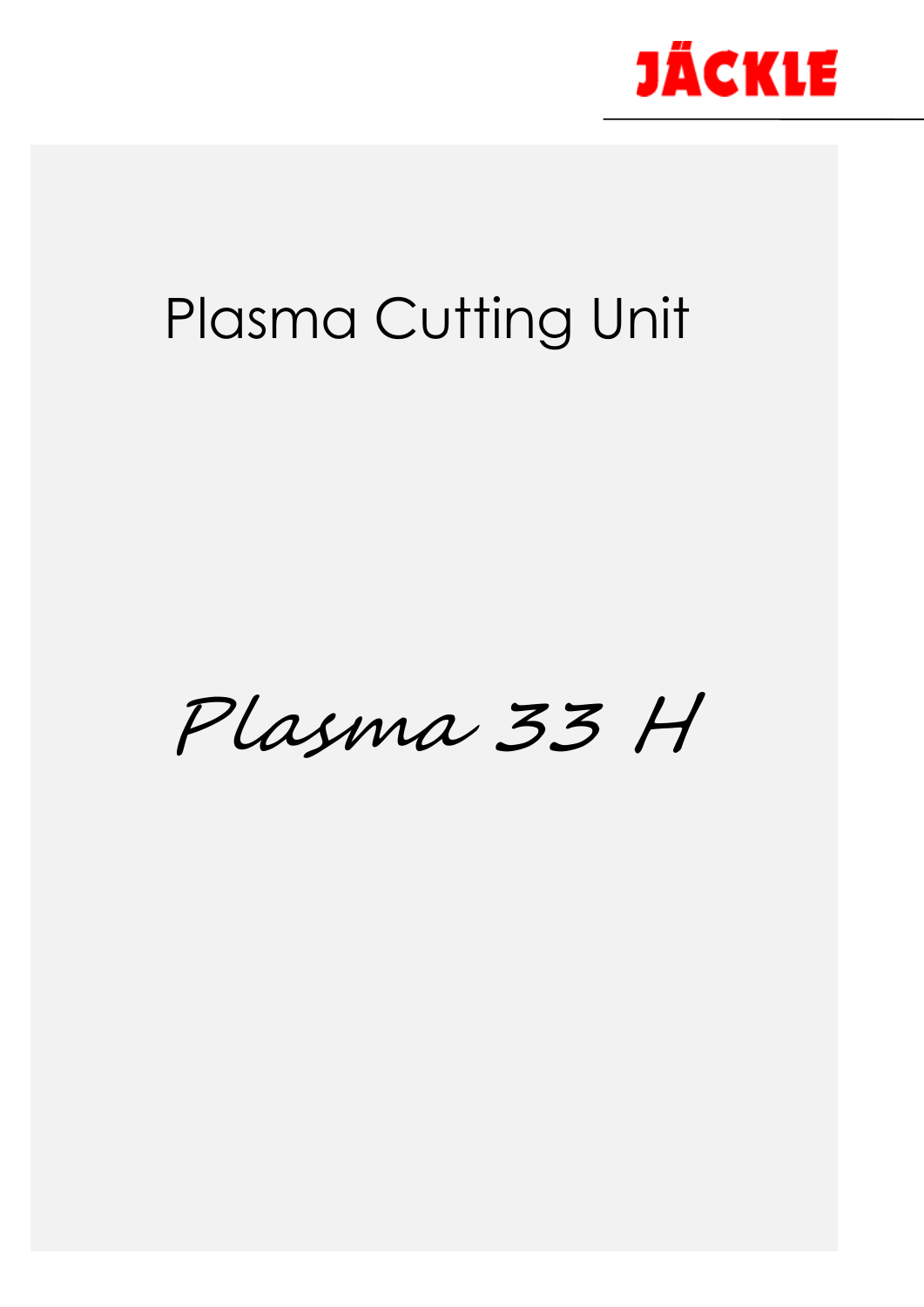JÄCKLE

# Plasma Cutting Unit

# *Plasma 33 H*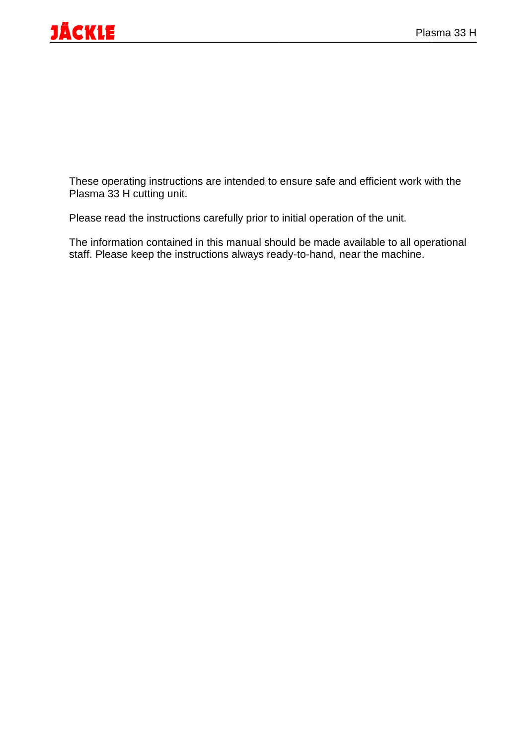These operating instructions are intended to ensure safe and efficient work with the Plasma 33 H cutting unit.

Please read the instructions carefully prior to initial operation of the unit.

The information contained in this manual should be made available to all operational staff. Please keep the instructions always ready-to-hand, near the machine.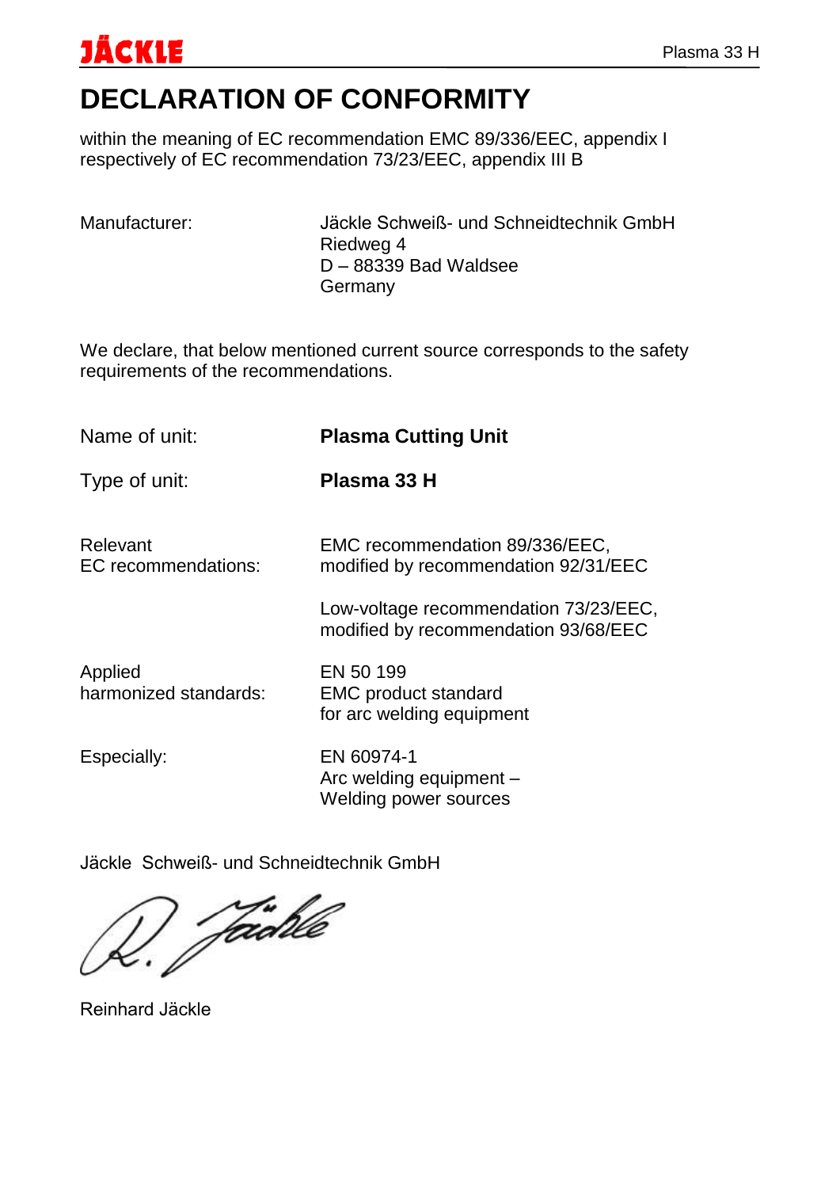# DECLARATION OF CONFORMITY

within the meaning of EC recommendation EMC 89/336/EEC, appendix I
respectively of EC recommendation 73/23/EEC, appendix III B

| | |
|---|---|
| Manufacturer: | Jäckle Schweiß- und Schneidtechnik GmbH<br>Riedweg 4<br>D – 88339 Bad Waldsee<br>Germany |

We declare, that below mentioned current source corresponds to the safety requirements of the recommendations.

| | |
|---|---|
| Name of unit: | **Plasma Cutting Unit** |
| Type of unit: | **Plasma 33 H** |
| Relevant EC recommendations: | EMC recommendation 89/336/EEC, modified by recommendation 92/31/EEC<br><br>Low-voltage recommendation 73/23/EEC, modified by recommendation 93/68/EEC |
| Applied harmonized standards: | EN 50 199<br>EMC product standard<br>for arc welding equipment |
| Especially: | EN 60974-1<br>Arc welding equipment –<br>Welding power sources |

Jäckle Schweiß- und Schneidtechnik GmbH

Reinhard Jäckle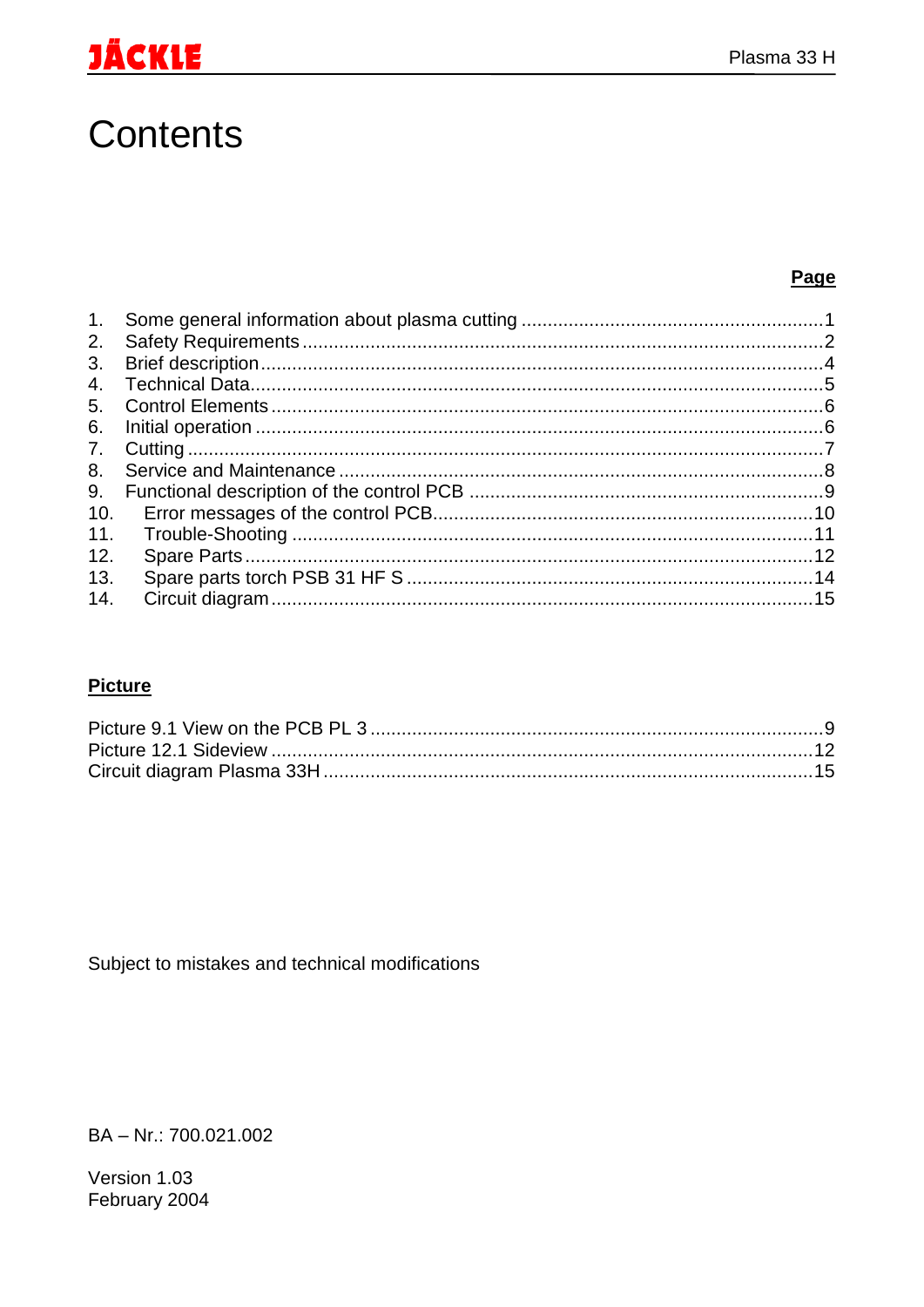# Contents

| | | Page |
|---|---|---|
| 1. | Some general information about plasma cutting | 1 |
| 2. | Safety Requirements | 2 |
| 3. | Brief description | 4 |
| 4. | Technical Data | 5 |
| 5. | Control Elements | 6 |
| 6. | Initial operation | 6 |
| 7. | Cutting | 7 |
| 8. | Service and Maintenance | 8 |
| 9. | Functional description of the control PCB | 9 |
| 10. | Error messages of the control PCB | 10 |
| 11. | Trouble-Shooting | 11 |
| 12. | Spare Parts | 12 |
| 13. | Spare parts torch PSB 31 HF S | 14 |
| 14. | Circuit diagram | 15 |

**Picture**

| | |
|---|---|
| Picture 9.1 View on the PCB PL 3 | 9 |
| Picture 12.1 Sideview | 12 |
| Circuit diagram Plasma 33H | 15 |

Subject to mistakes and technical modifications

BA – Nr.: 700.021.002

Version 1.03
February 2004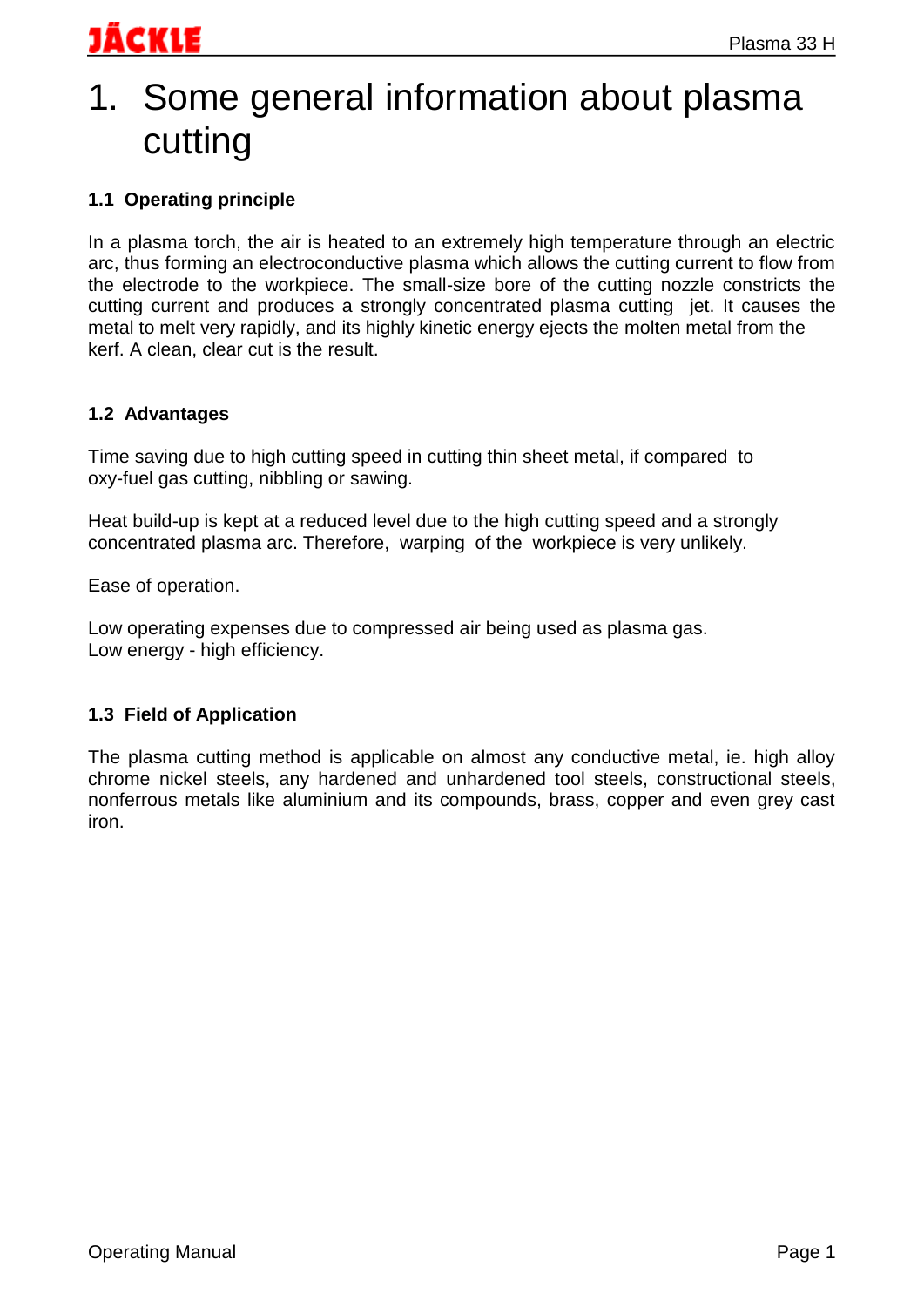# 1. Some general information about plasma cutting

### 1.1 Operating principle

In a plasma torch, the air is heated to an extremely high temperature through an electric arc, thus forming an electroconductive plasma which allows the cutting current to flow from the electrode to the workpiece. The small-size bore of the cutting nozzle constricts the cutting current and produces a strongly concentrated plasma cutting jet. It causes the metal to melt very rapidly, and its highly kinetic energy ejects the molten metal from the kerf. A clean, clear cut is the result.

### 1.2 Advantages

Time saving due to high cutting speed in cutting thin sheet metal, if compared to oxy-fuel gas cutting, nibbling or sawing.

Heat build-up is kept at a reduced level due to the high cutting speed and a strongly concentrated plasma arc. Therefore, warping of the workpiece is very unlikely.

Ease of operation.

Low operating expenses due to compressed air being used as plasma gas.
Low energy - high efficiency.

### 1.3 Field of Application

The plasma cutting method is applicable on almost any conductive metal, ie. high alloy chrome nickel steels, any hardened and unhardened tool steels, constructional steels, nonferrous metals like aluminium and its compounds, brass, copper and even grey cast iron.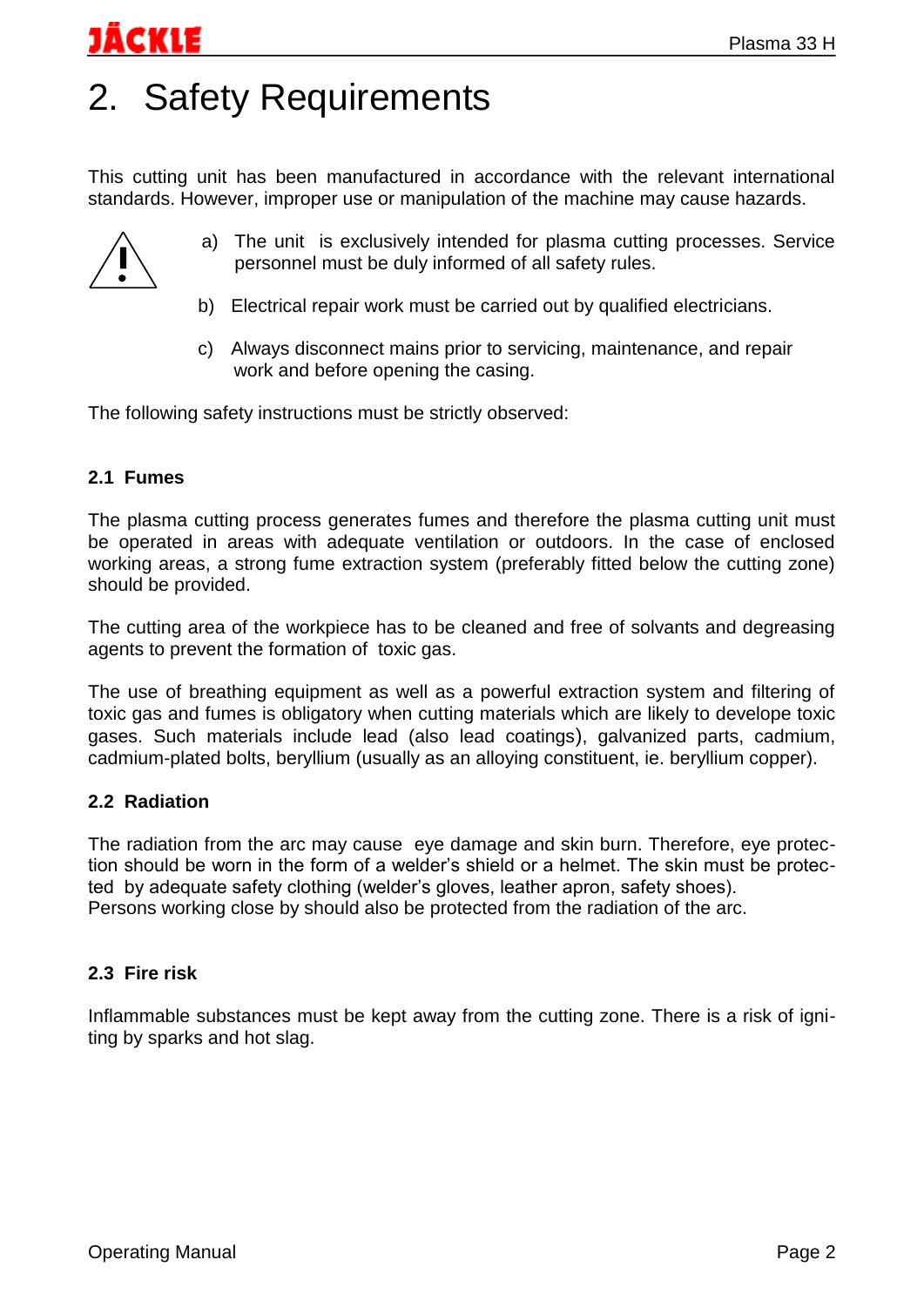# 2. Safety Requirements

This cutting unit has been manufactured in accordance with the relevant international standards. However, improper use or manipulation of the machine may cause hazards.

a) The unit is exclusively intended for plasma cutting processes. Service personnel must be duly informed of all safety rules.

b) Electrical repair work must be carried out by qualified electricians.

c) Always disconnect mains prior to servicing, maintenance, and repair work and before opening the casing.

The following safety instructions must be strictly observed:

### 2.1 Fumes

The plasma cutting process generates fumes and therefore the plasma cutting unit must be operated in areas with adequate ventilation or outdoors. In the case of enclosed working areas, a strong fume extraction system (preferably fitted below the cutting zone) should be provided.

The cutting area of the workpiece has to be cleaned and free of solvants and degreasing agents to prevent the formation of toxic gas.

The use of breathing equipment as well as a powerful extraction system and filtering of toxic gas and fumes is obligatory when cutting materials which are likely to develope toxic gases. Such materials include lead (also lead coatings), galvanized parts, cadmium, cadmium-plated bolts, beryllium (usually as an alloying constituent, ie. beryllium copper).

### 2.2 Radiation

The radiation from the arc may cause eye damage and skin burn. Therefore, eye protection should be worn in the form of a welder's shield or a helmet. The skin must be protected by adequate safety clothing (welder's gloves, leather apron, safety shoes).
Persons working close by should also be protected from the radiation of the arc.

### 2.3 Fire risk

Inflammable substances must be kept away from the cutting zone. There is a risk of igniting by sparks and hot slag.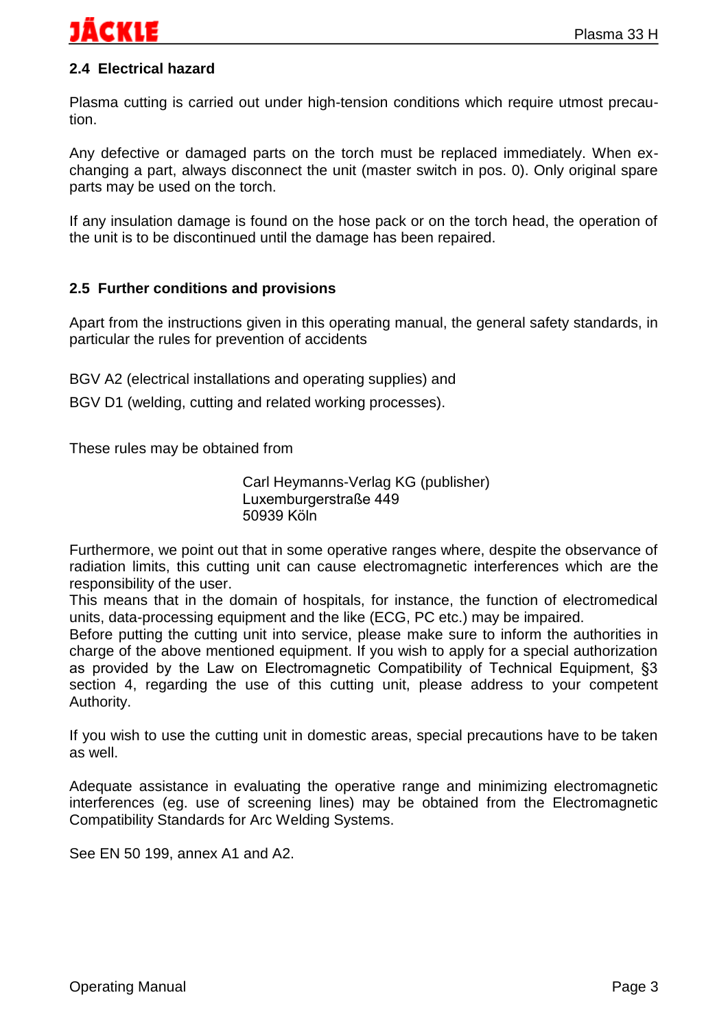## 2.4 Electrical hazard

Plasma cutting is carried out under high-tension conditions which require utmost precaution.

Any defective or damaged parts on the torch must be replaced immediately. When exchanging a part, always disconnect the unit (master switch in pos. 0). Only original spare parts may be used on the torch.

If any insulation damage is found on the hose pack or on the torch head, the operation of the unit is to be discontinued until the damage has been repaired.

## 2.5 Further conditions and provisions

Apart from the instructions given in this operating manual, the general safety standards, in particular the rules for prevention of accidents

BGV A2 (electrical installations and operating supplies) and

BGV D1 (welding, cutting and related working processes).

These rules may be obtained from

Carl Heymanns-Verlag KG (publisher)
Luxemburgerstraße 449
50939 Köln

Furthermore, we point out that in some operative ranges where, despite the observance of radiation limits, this cutting unit can cause electromagnetic interferences which are the responsibility of the user.
This means that in the domain of hospitals, for instance, the function of electromedical units, data-processing equipment and the like (ECG, PC etc.) may be impaired.
Before putting the cutting unit into service, please make sure to inform the authorities in charge of the above mentioned equipment. If you wish to apply for a special authorization as provided by the Law on Electromagnetic Compatibility of Technical Equipment, §3 section 4, regarding the use of this cutting unit, please address to your competent Authority.

If you wish to use the cutting unit in domestic areas, special precautions have to be taken as well.

Adequate assistance in evaluating the operative range and minimizing electromagnetic interferences (eg. use of screening lines) may be obtained from the Electromagnetic Compatibility Standards for Arc Welding Systems.

See EN 50 199, annex A1 and A2.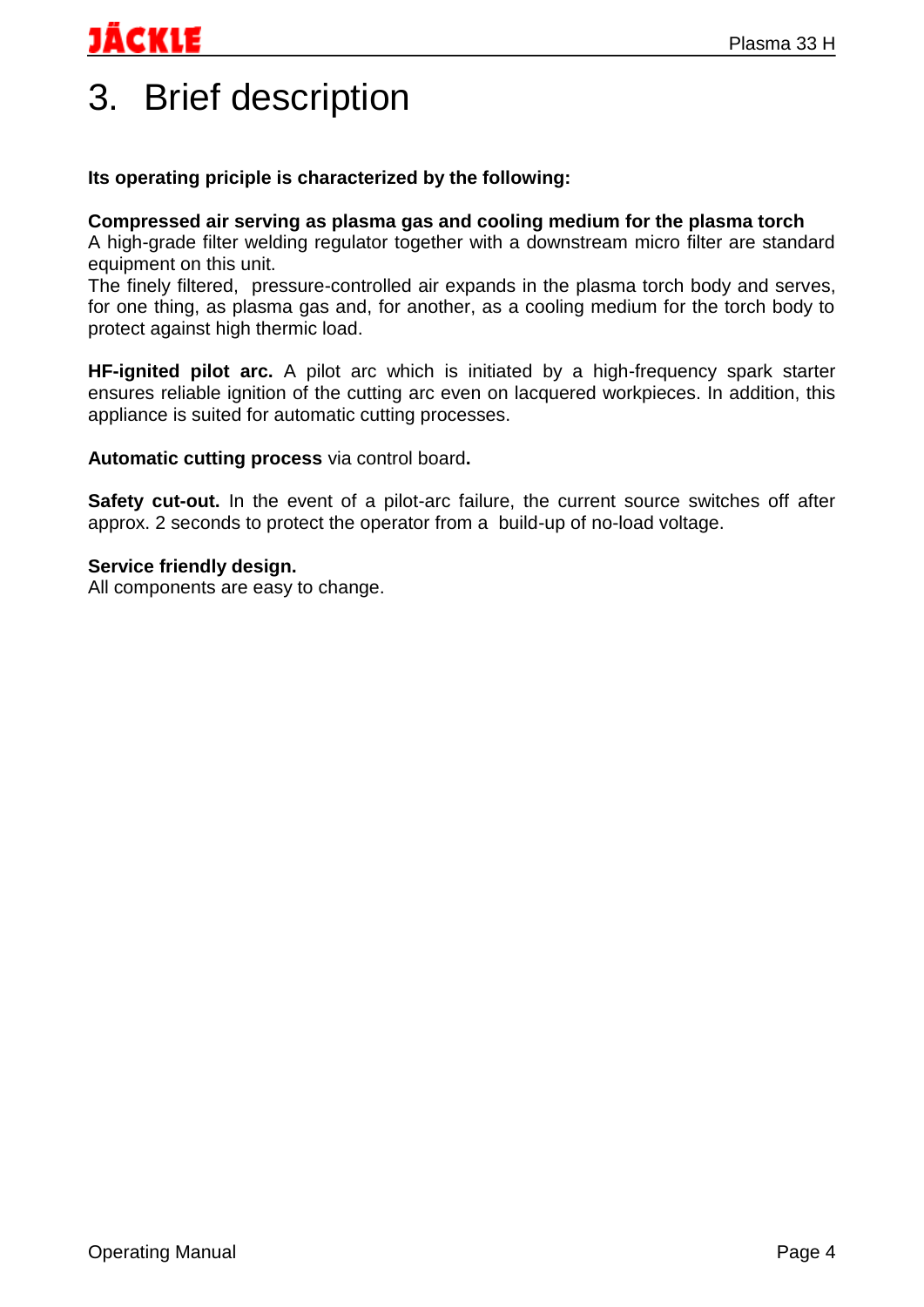# 3. Brief description

**Its operating priciple is characterized by the following:**

**Compressed air serving as plasma gas and cooling medium for the plasma torch**
A high-grade filter welding regulator together with a downstream micro filter are standard equipment on this unit.
The finely filtered, pressure-controlled air expands in the plasma torch body and serves, for one thing, as plasma gas and, for another, as a cooling medium for the torch body to protect against high thermic load.

**HF-ignited pilot arc.** A pilot arc which is initiated by a high-frequency spark starter ensures reliable ignition of the cutting arc even on lacquered workpieces. In addition, this appliance is suited for automatic cutting processes.

**Automatic cutting process** via control board**.**

**Safety cut-out.** In the event of a pilot-arc failure, the current source switches off after approx. 2 seconds to protect the operator from a build-up of no-load voltage.

**Service friendly design.**
All components are easy to change.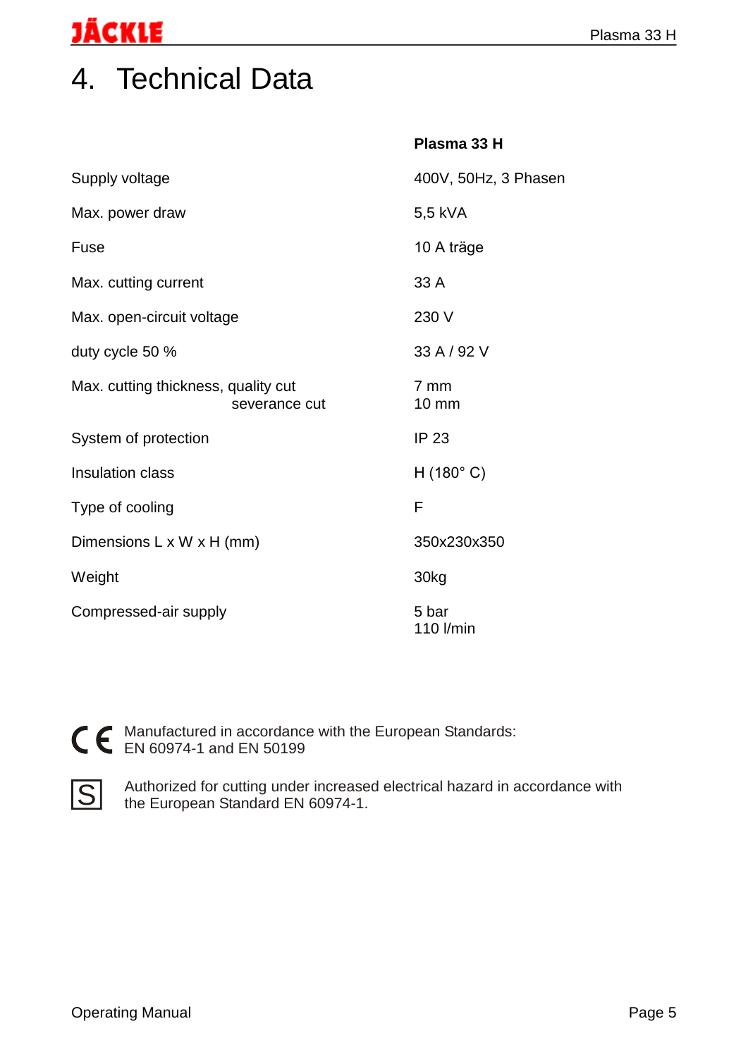# 4. Technical Data

| | Plasma 33 H |
|---|---|
| Supply voltage | 400V, 50Hz, 3 Phasen |
| Max. power draw | 5,5 kVA |
| Fuse | 10 A träge |
| Max. cutting current | 33 A |
| Max. open-circuit voltage | 230 V |
| duty cycle 50 % | 33 A / 92 V |
| Max. cutting thickness, quality cut<br>severance cut | 7 mm<br>10 mm |
| System of protection | IP 23 |
| Insulation class | H (180° C) |
| Type of cooling | F |
| Dimensions L x W x H (mm) | 350x230x350 |
| Weight | 30kg |
| Compressed-air supply | 5 bar<br>110 l/min |

CE Manufactured in accordance with the European Standards: EN 60974-1 and EN 50199

S Authorized for cutting under increased electrical hazard in accordance with the European Standard EN 60974-1.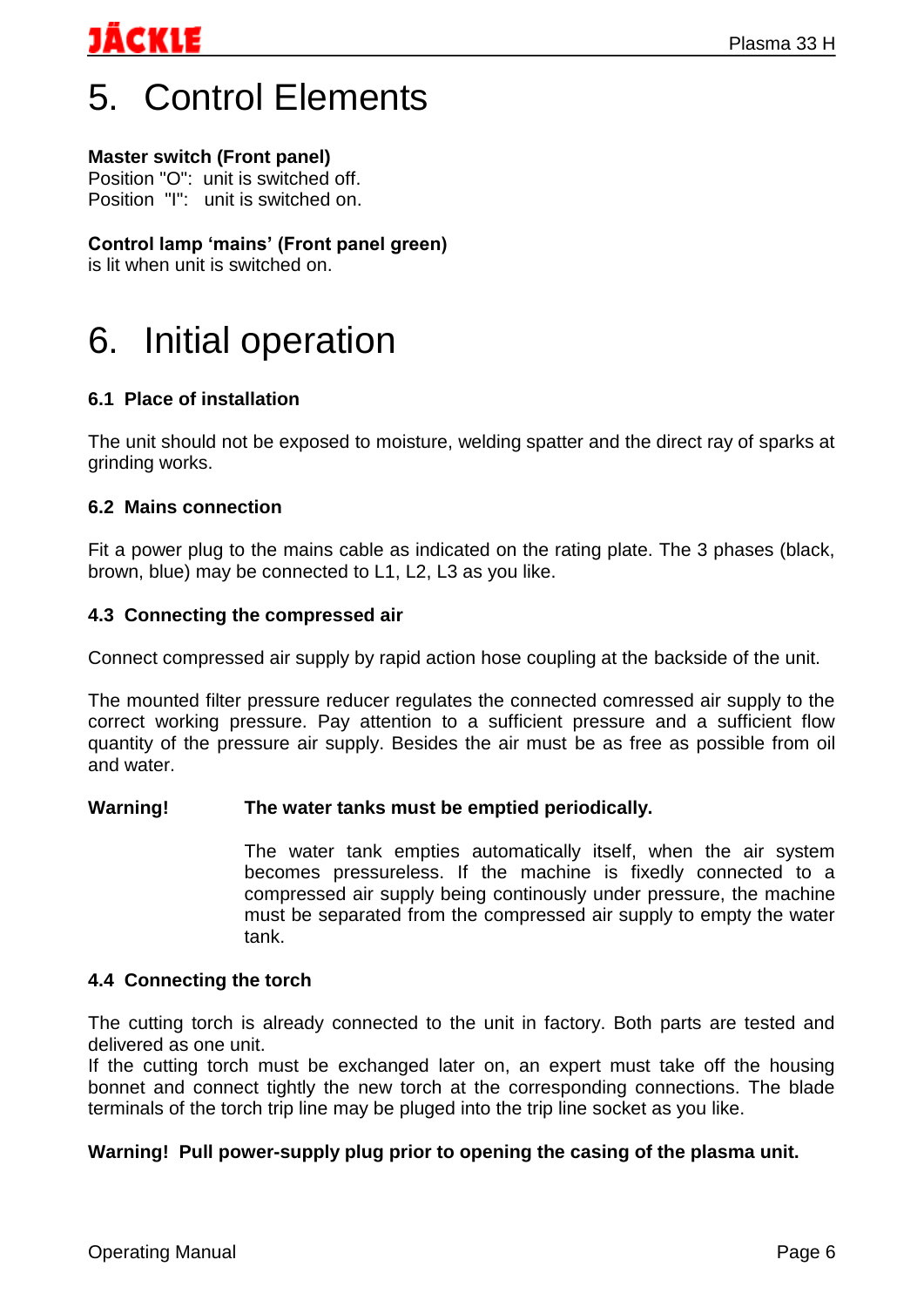# 5. Control Elements

**Master switch (Front panel)**
Position "O": unit is switched off.
Position "I": unit is switched on.

**Control lamp 'mains' (Front panel green)**
is lit when unit is switched on.

# 6. Initial operation

### 6.1 Place of installation

The unit should not be exposed to moisture, welding spatter and the direct ray of sparks at grinding works.

### 6.2 Mains connection

Fit a power plug to the mains cable as indicated on the rating plate. The 3 phases (black, brown, blue) may be connected to L1, L2, L3 as you like.

### 4.3 Connecting the compressed air

Connect compressed air supply by rapid action hose coupling at the backside of the unit.

The mounted filter pressure reducer regulates the connected comressed air supply to the correct working pressure. Pay attention to a sufficient pressure and a sufficient flow quantity of the pressure air supply. Besides the air must be as free as possible from oil and water.

**Warning!** **The water tanks must be emptied periodically.**

The water tank empties automatically itself, when the air system becomes pressureless. If the machine is fixedly connected to a compressed air supply being continously under pressure, the machine must be separated from the compressed air supply to empty the water tank.

### 4.4 Connecting the torch

The cutting torch is already connected to the unit in factory. Both parts are tested and delivered as one unit.
If the cutting torch must be exchanged later on, an expert must take off the housing bonnet and connect tightly the new torch at the corresponding connections. The blade terminals of the torch trip line may be pluged into the trip line socket as you like.

**Warning! Pull power-supply plug prior to opening the casing of the plasma unit.**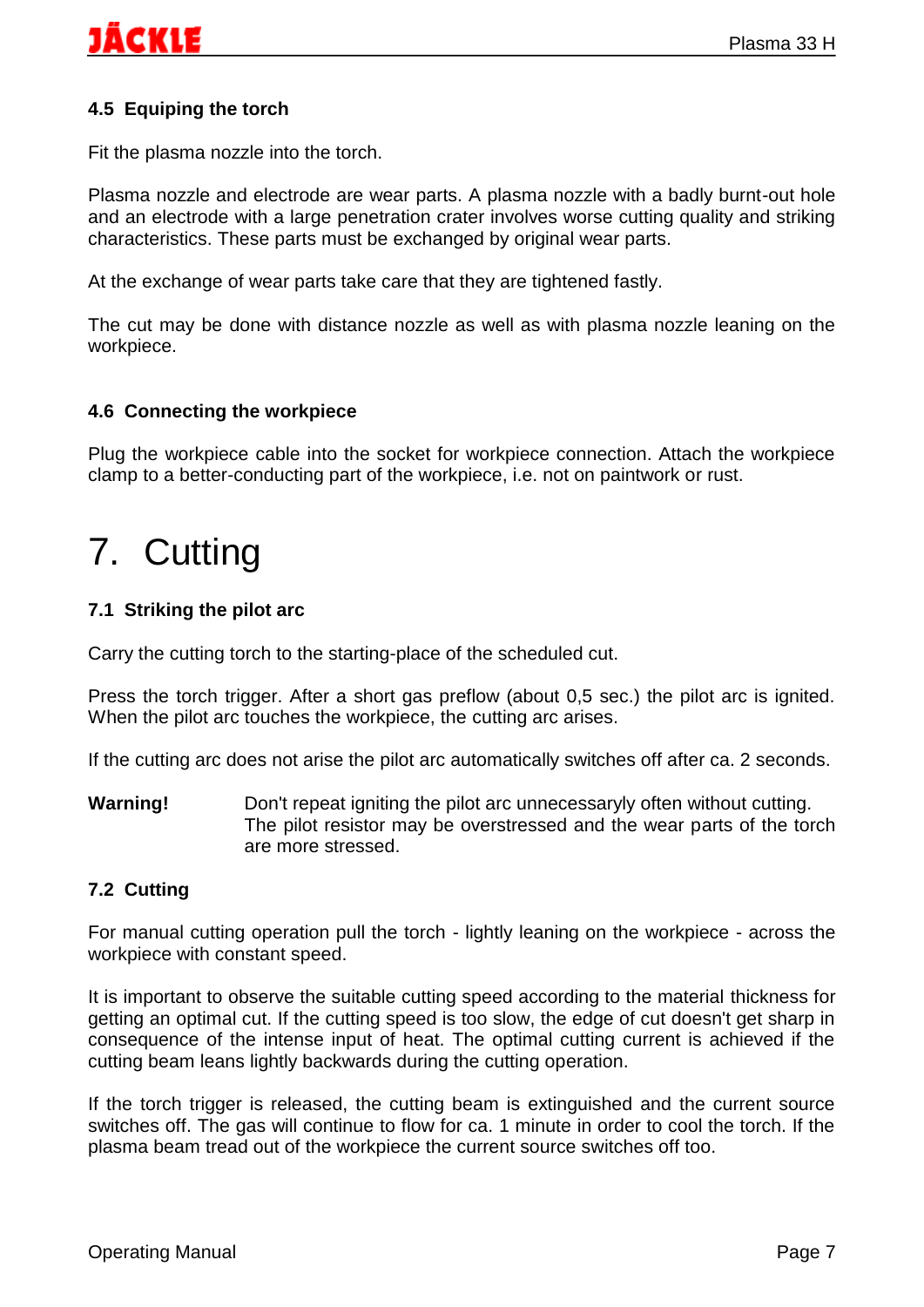### 4.5 Equiping the torch

Fit the plasma nozzle into the torch.

Plasma nozzle and electrode are wear parts. A plasma nozzle with a badly burnt-out hole and an electrode with a large penetration crater involves worse cutting quality and striking characteristics. These parts must be exchanged by original wear parts.

At the exchange of wear parts take care that they are tightened fastly.

The cut may be done with distance nozzle as well as with plasma nozzle leaning on the workpiece.

### 4.6 Connecting the workpiece

Plug the workpiece cable into the socket for workpiece connection. Attach the workpiece clamp to a better-conducting part of the workpiece, i.e. not on paintwork or rust.

# 7. Cutting

### 7.1 Striking the pilot arc

Carry the cutting torch to the starting-place of the scheduled cut.

Press the torch trigger. After a short gas preflow (about 0,5 sec.) the pilot arc is ignited. When the pilot arc touches the workpiece, the cutting arc arises.

If the cutting arc does not arise the pilot arc automatically switches off after ca. 2 seconds.

**Warning!** Don't repeat igniting the pilot arc unnecessaryly often without cutting. The pilot resistor may be overstressed and the wear parts of the torch are more stressed.

### 7.2 Cutting

For manual cutting operation pull the torch - lightly leaning on the workpiece - across the workpiece with constant speed.

It is important to observe the suitable cutting speed according to the material thickness for getting an optimal cut. If the cutting speed is too slow, the edge of cut doesn't get sharp in consequence of the intense input of heat. The optimal cutting current is achieved if the cutting beam leans lightly backwards during the cutting operation.

If the torch trigger is released, the cutting beam is extinguished and the current source switches off. The gas will continue to flow for ca. 1 minute in order to cool the torch. If the plasma beam tread out of the workpiece the current source switches off too.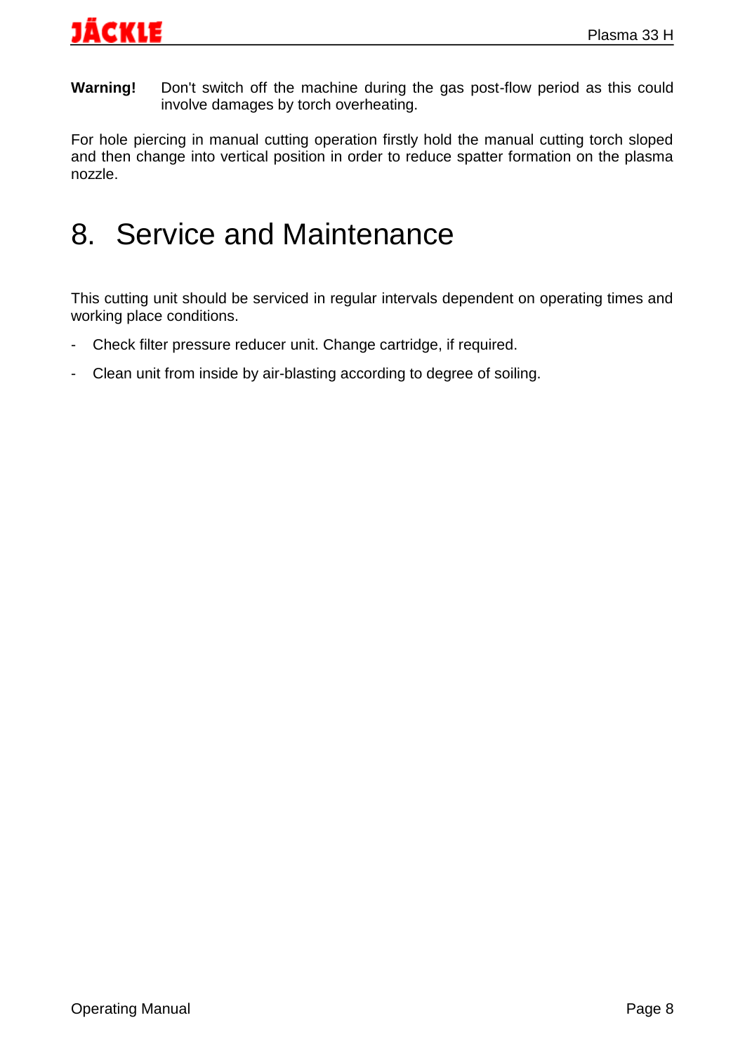**Warning!** Don't switch off the machine during the gas post-flow period as this could involve damages by torch overheating.

For hole piercing in manual cutting operation firstly hold the manual cutting torch sloped and then change into vertical position in order to reduce spatter formation on the plasma nozzle.

# 8. Service and Maintenance

This cutting unit should be serviced in regular intervals dependent on operating times and working place conditions.

- Check filter pressure reducer unit. Change cartridge, if required.
- Clean unit from inside by air-blasting according to degree of soiling.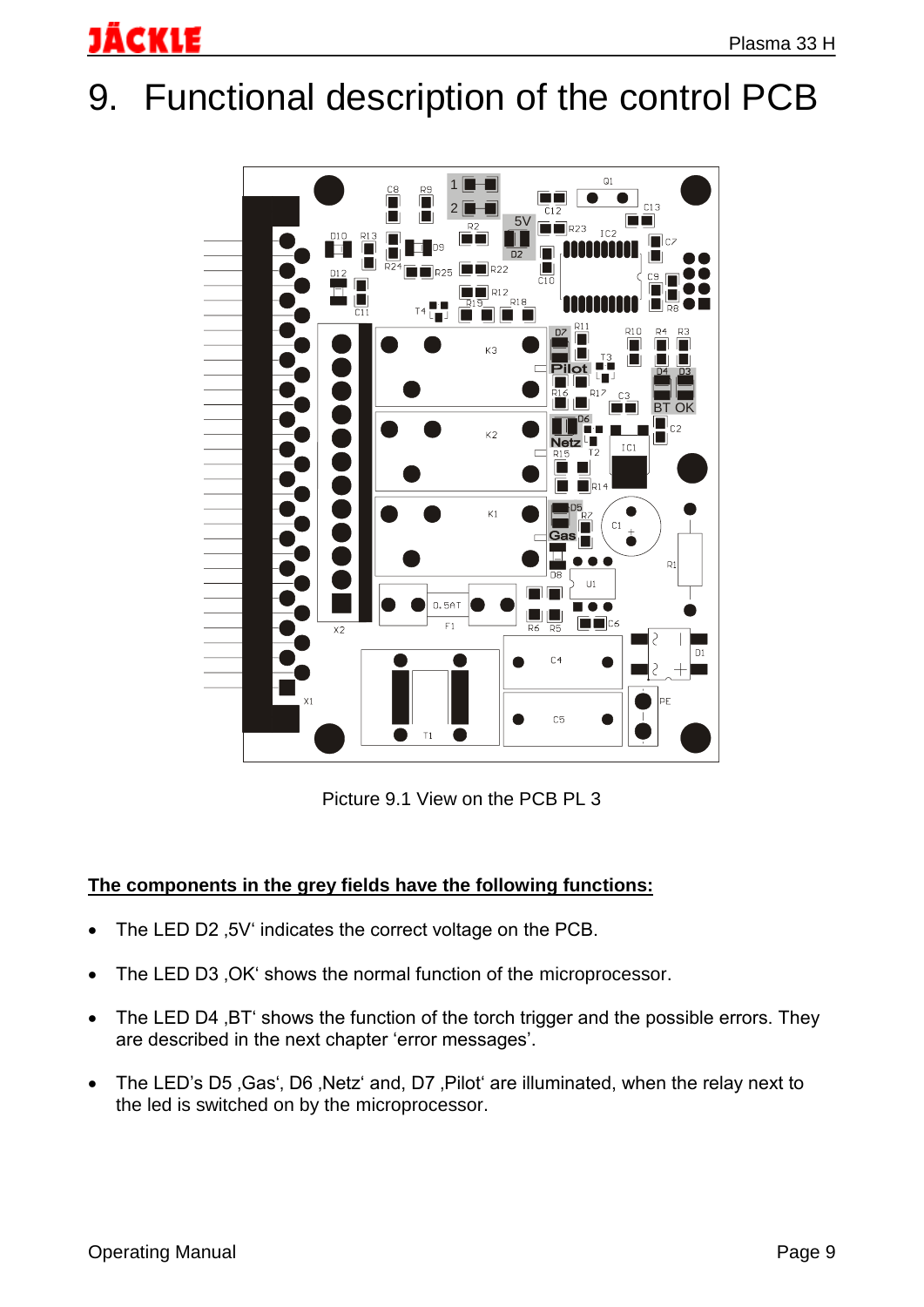# 9. Functional description of the control PCB

Picture 9.1 View on the PCB PL 3

**The components in the grey fields have the following functions:**

- The LED D2 ‚5V' indicates the correct voltage on the PCB.
- The LED D3 ‚OK' shows the normal function of the microprocessor.
- The LED D4 ‚BT' shows the function of the torch trigger and the possible errors. They are described in the next chapter 'error messages'.
- The LED's D5 ‚Gas', D6 ‚Netz' and, D7 ‚Pilot' are illuminated, when the relay next to the led is switched on by the microprocessor.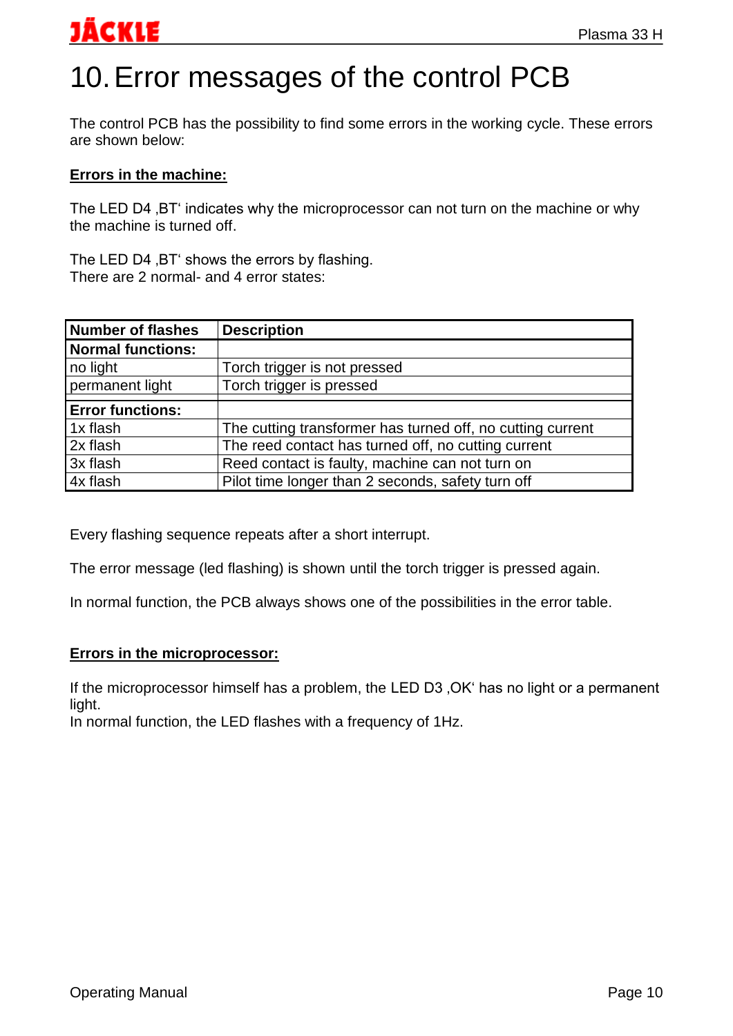# 10. Error messages of the control PCB

The control PCB has the possibility to find some errors in the working cycle. These errors are shown below:

**Errors in the machine:**

The LED D4 ‚BT‘ indicates why the microprocessor can not turn on the machine or why the machine is turned off.

The LED D4 ‚BT‘ shows the errors by flashing.
There are 2 normal- and 4 error states:

| Number of flashes | Description |
|---|---|
| **Normal functions:** | |
| no light | Torch trigger is not pressed |
| permanent light | Torch trigger is pressed |
| **Error functions:** | |
| 1x flash | The cutting transformer has turned off, no cutting current |
| 2x flash | The reed contact has turned off, no cutting current |
| 3x flash | Reed contact is faulty, machine can not turn on |
| 4x flash | Pilot time longer than 2 seconds, safety turn off |

Every flashing sequence repeats after a short interrupt.

The error message (led flashing) is shown until the torch trigger is pressed again.

In normal function, the PCB always shows one of the possibilities in the error table.

**Errors in the microprocessor:**

If the microprocessor himself has a problem, the LED D3 ‚OK‘ has no light or a permanent light.
In normal function, the LED flashes with a frequency of 1Hz.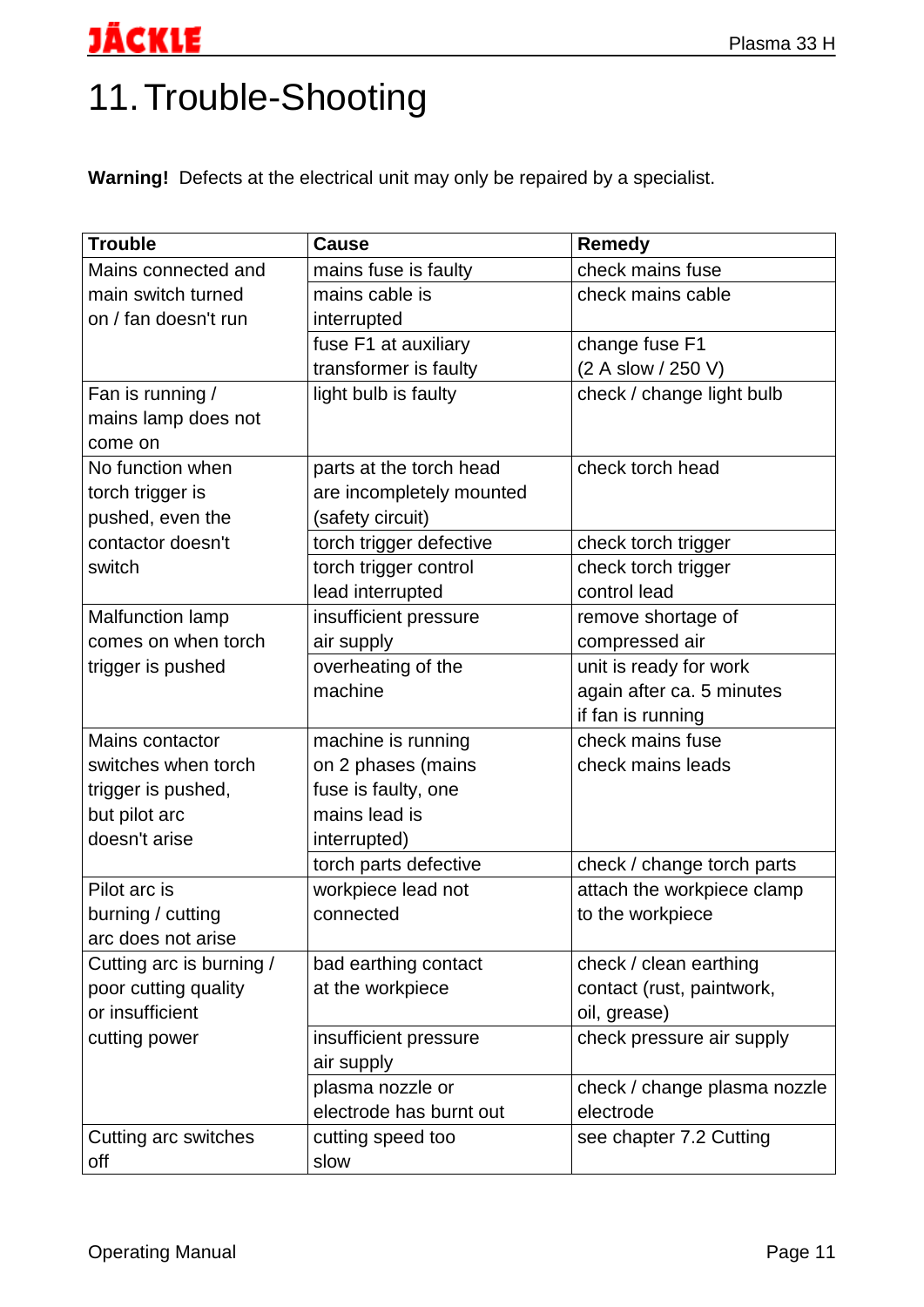# 11. Trouble-Shooting

**Warning!** Defects at the electrical unit may only be repaired by a specialist.

| Trouble | Cause | Remedy |
|---|---|---|
| Mains connected and main switch turned on / fan doesn't run | mains fuse is faulty | check mains fuse |
| | mains cable is interrupted | check mains cable |
| | fuse F1 at auxiliary transformer is faulty | change fuse F1 (2 A slow / 250 V) |
| Fan is running / mains lamp does not come on | light bulb is faulty | check / change light bulb |
| No function when torch trigger is pushed, even the contactor doesn't switch | parts at the torch head are incompletely mounted (safety circuit) | check torch head |
| | torch trigger defective | check torch trigger |
| | torch trigger control lead interrupted | check torch trigger control lead |
| Malfunction lamp comes on when torch trigger is pushed | insufficient pressure air supply | remove shortage of compressed air |
| | overheating of the machine | unit is ready for work again after ca. 5 minutes if fan is running |
| Mains contactor switches when torch trigger is pushed, but pilot arc doesn't arise | machine is running on 2 phases (mains fuse is faulty, one mains lead is interrupted) | check mains fuse check mains leads |
| | torch parts defective | check / change torch parts |
| Pilot arc is burning / cutting arc does not arise | workpiece lead not connected | attach the workpiece clamp to the workpiece |
| Cutting arc is burning / poor cutting quality or insufficient cutting power | bad earthing contact at the workpiece | check / clean earthing contact (rust, paintwork, oil, grease) |
| | insufficient pressure air supply | check pressure air supply |
| | plasma nozzle or electrode has burnt out | check / change plasma nozzle electrode |
| Cutting arc switches off | cutting speed too slow | see chapter 7.2 Cutting |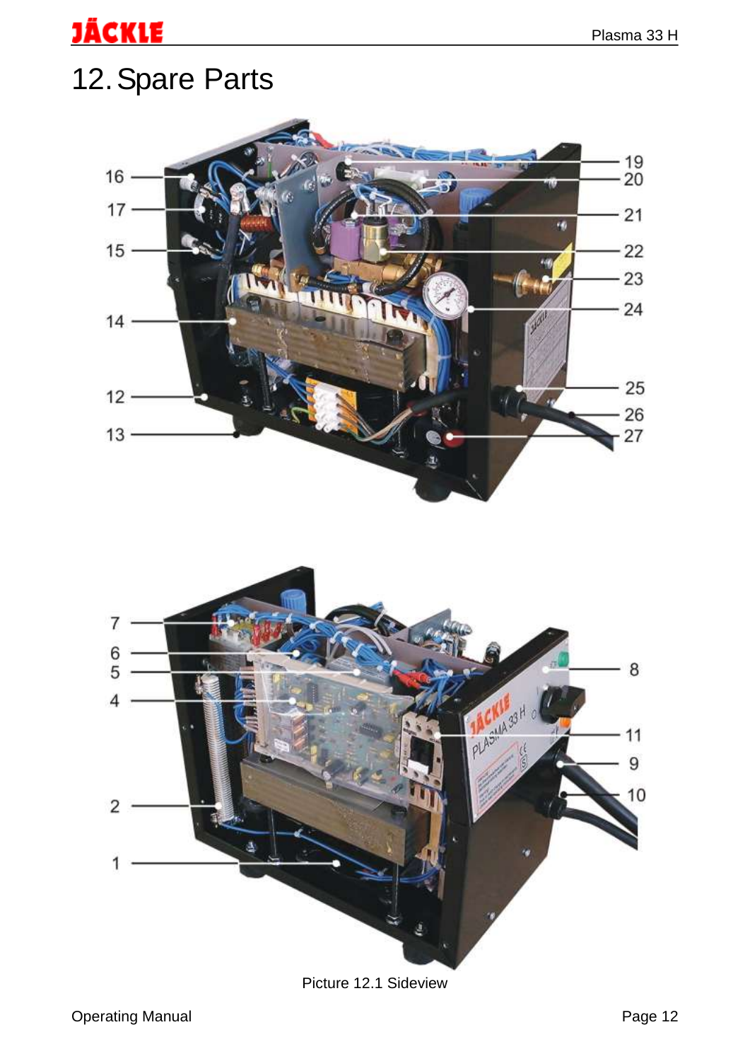# 12. Spare Parts

Picture 12.1 Sideview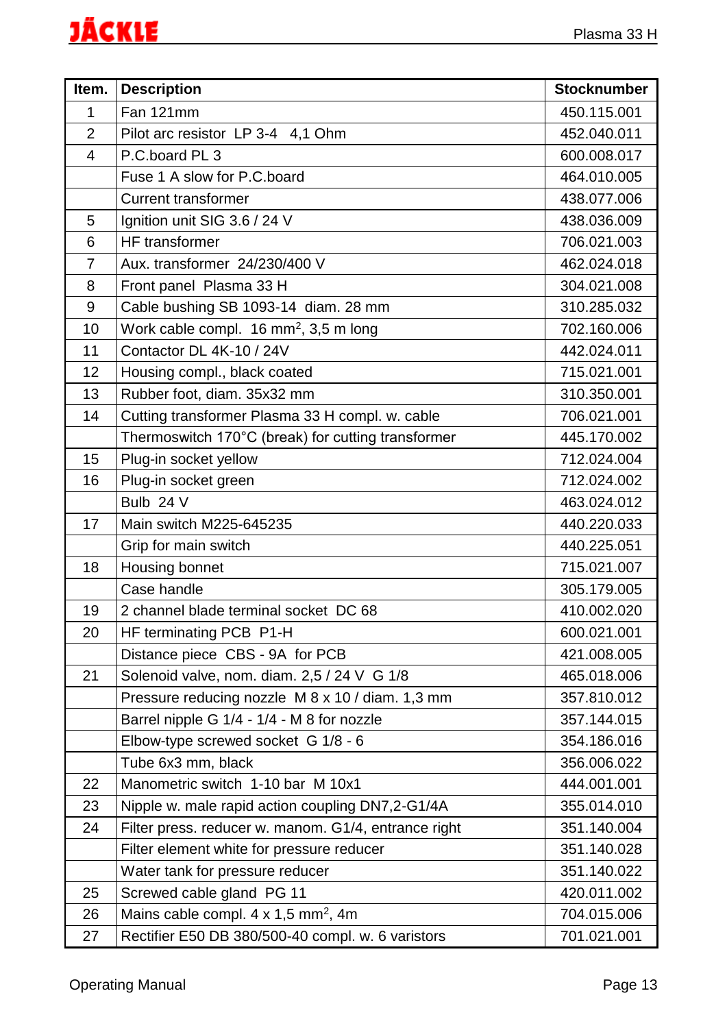| Item. | Description | Stocknumber |
|---|---|---|
| 1 | Fan 121mm | 450.115.001 |
| 2 | Pilot arc resistor LP 3-4 4,1 Ohm | 452.040.011 |
| 4 | P.C.board PL 3 | 600.008.017 |
| | Fuse 1 A slow for P.C.board | 464.010.005 |
| | Current transformer | 438.077.006 |
| 5 | Ignition unit SIG 3.6 / 24 V | 438.036.009 |
| 6 | HF transformer | 706.021.003 |
| 7 | Aux. transformer 24/230/400 V | 462.024.018 |
| 8 | Front panel Plasma 33 H | 304.021.008 |
| 9 | Cable bushing SB 1093-14 diam. 28 mm | 310.285.032 |
| 10 | Work cable compl. 16 $mm^2$, 3,5 m long | 702.160.006 |
| 11 | Contactor DL 4K-10 / 24V | 442.024.011 |
| 12 | Housing compl., black coated | 715.021.001 |
| 13 | Rubber foot, diam. 35x32 mm | 310.350.001 |
| 14 | Cutting transformer Plasma 33 H compl. w. cable | 706.021.001 |
| | Thermoswitch 170°C (break) for cutting transformer | 445.170.002 |
| 15 | Plug-in socket yellow | 712.024.004 |
| 16 | Plug-in socket green | 712.024.002 |
| | Bulb 24 V | 463.024.012 |
| 17 | Main switch M225-645235 | 440.220.033 |
| | Grip for main switch | 440.225.051 |
| 18 | Housing bonnet | 715.021.007 |
| | Case handle | 305.179.005 |
| 19 | 2 channel blade terminal socket DC 68 | 410.002.020 |
| 20 | HF terminating PCB P1-H | 600.021.001 |
| | Distance piece CBS - 9A for PCB | 421.008.005 |
| 21 | Solenoid valve, nom. diam. 2,5 / 24 V G 1/8 | 465.018.006 |
| | Pressure reducing nozzle M 8 x 10 / diam. 1,3 mm | 357.810.012 |
| | Barrel nipple G 1/4 - 1/4 - M 8 for nozzle | 357.144.015 |
| | Elbow-type screwed socket G 1/8 - 6 | 354.186.016 |
| | Tube 6x3 mm, black | 356.006.022 |
| 22 | Manometric switch 1-10 bar M 10x1 | 444.001.001 |
| 23 | Nipple w. male rapid action coupling DN7,2-G1/4A | 355.014.010 |
| 24 | Filter press. reducer w. manom. G1/4, entrance right | 351.140.004 |
| | Filter element white for pressure reducer | 351.140.028 |
| | Water tank for pressure reducer | 351.140.022 |
| 25 | Screwed cable gland PG 11 | 420.011.002 |
| 26 | Mains cable compl. 4 x 1,5 $mm^2$, 4m | 704.015.006 |
| 27 | Rectifier E50 DB 380/500-40 compl. w. 6 varistors | 701.021.001 |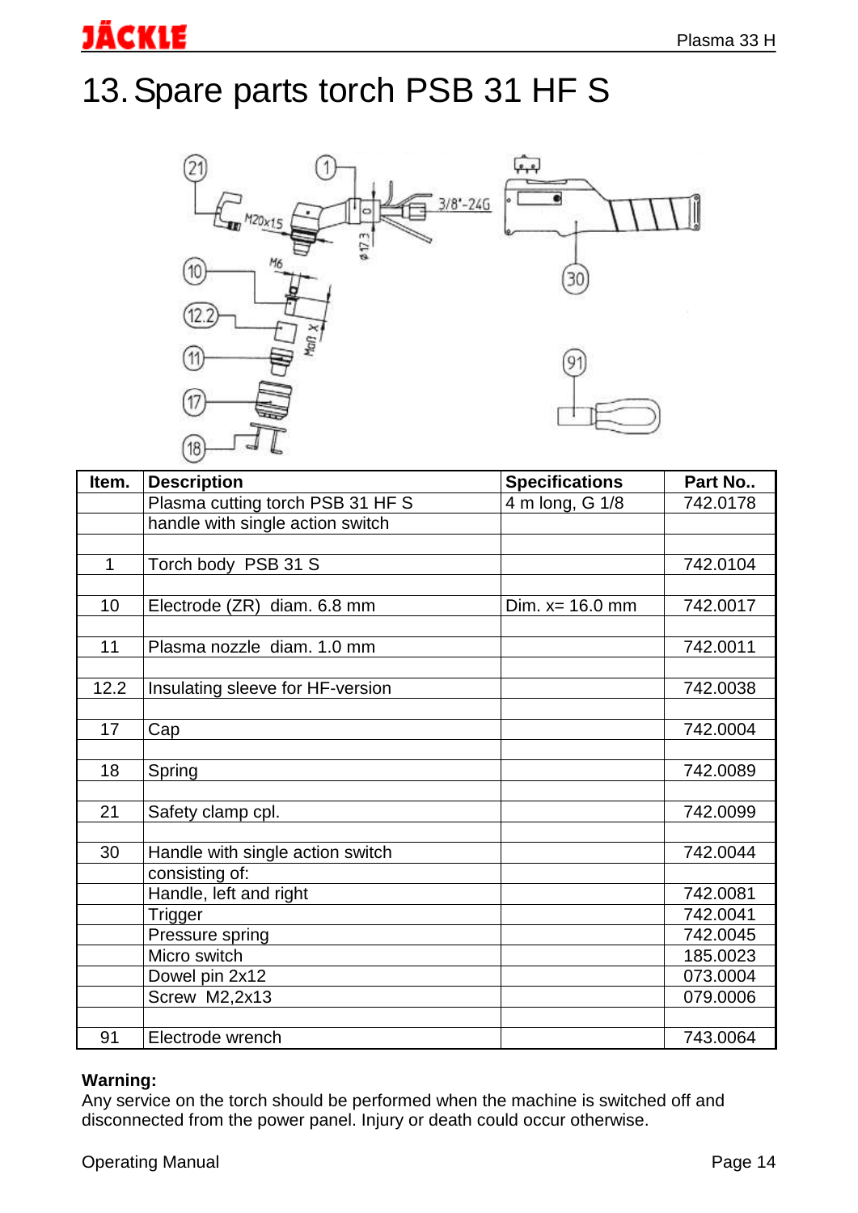# 13. Spare parts torch PSB 31 HF S

| Item. | Description | Specifications | Part No.. |
|---|---|---|---|
| | Plasma cutting torch PSB 31 HF S | 4 m long, G 1/8 | 742.0178 |
| | handle with single action switch | | |
| | | | |
| 1 | Torch body PSB 31 S | | 742.0104 |
| | | | |
| 10 | Electrode (ZR) diam. 6.8 mm | Dim. x= 16.0 mm | 742.0017 |
| | | | |
| 11 | Plasma nozzle diam. 1.0 mm | | 742.0011 |
| | | | |
| 12.2 | Insulating sleeve for HF-version | | 742.0038 |
| | | | |
| 17 | Cap | | 742.0004 |
| | | | |
| 18 | Spring | | 742.0089 |
| | | | |
| 21 | Safety clamp cpl. | | 742.0099 |
| | | | |
| 30 | Handle with single action switch | | 742.0044 |
| | consisting of: | | |
| | Handle, left and right | | 742.0081 |
| | Trigger | | 742.0041 |
| | Pressure spring | | 742.0045 |
| | Micro switch | | 185.0023 |
| | Dowel pin 2x12 | | 073.0004 |
| | Screw M2,2x13 | | 079.0006 |
| | | | |
| 91 | Electrode wrench | | 743.0064 |

**Warning:**
Any service on the torch should be performed when the machine is switched off and disconnected from the power panel. Injury or death could occur otherwise.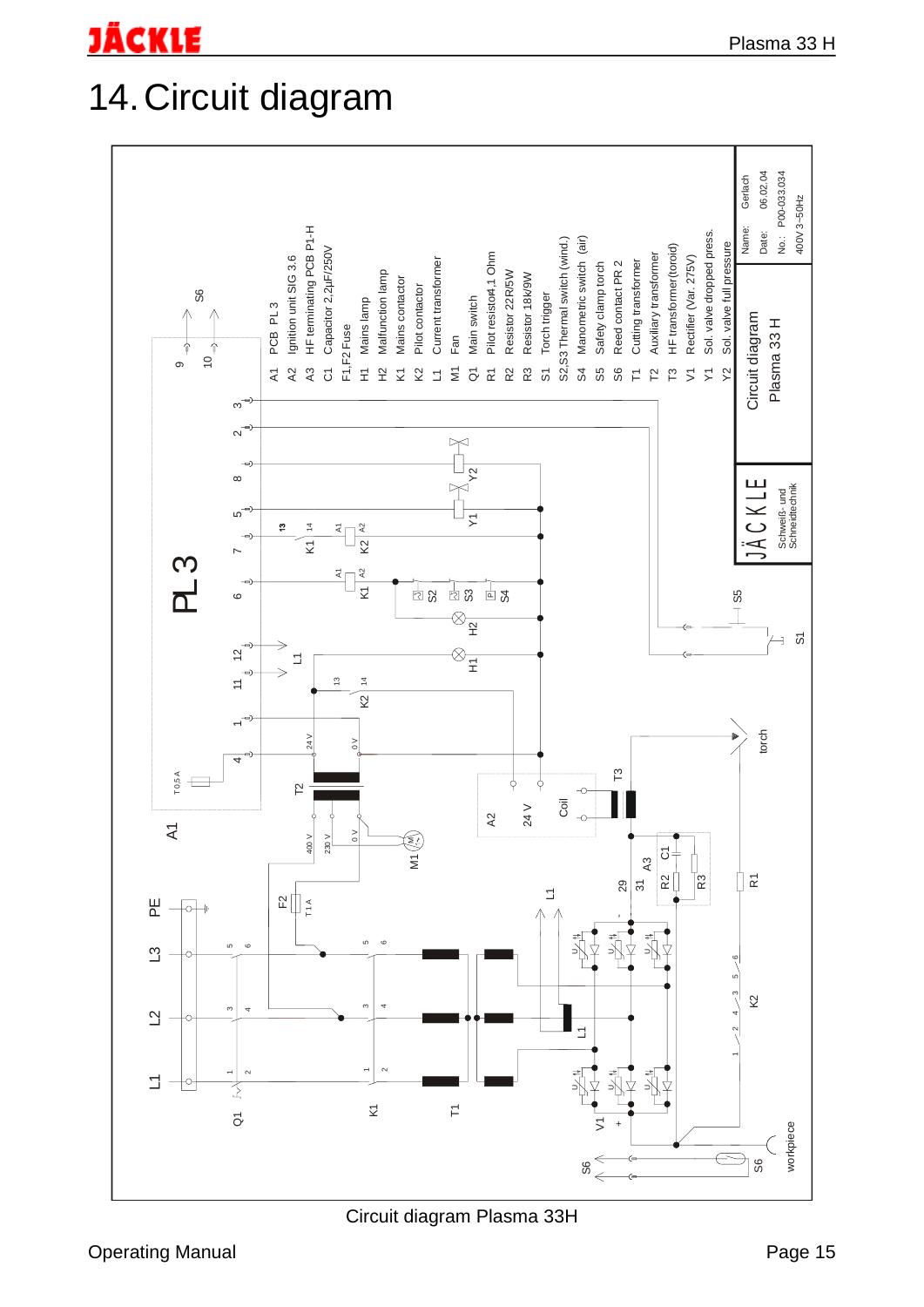# 14. Circuit diagram

- A1 PCB PL3
- A2 Ignition unit SIG 3.6
- A3 HF terminating PCB P1-H
- C1 Capacitor 2,2µF/250V
- F1,F2 Fuse
- H1 Mains lamp
- H2 Malfunction lamp
- K1 Mains contactor
- K2 Pilot contactor
- L1 Current transformer
- M1 Fan
- Q1 Main switch
- R1 Pilot resistor 4,1 Ohm
- R2 Resistor 22R/5W
- R3 Resistor 18k/9W
- S1 Torch trigger
- S2,S3 Thermal switch (wind.)
- S4 Manometric switch (air)
- S5 Safety clamp torch
- S6 Reed contact PR 2
- T1 Cutting transformer
- T2 Auxiliary transformer
- T3 HF transformer (toroid)
- V1 Rectifier (Var. 275V)
- Y1 Sol. valve dropped press.
- Y2 Sol. valve full pressure

| | |
|---|---|
| Name: | Gerlach |
| Date: | 06.02.04 |
| No.: | P00-033.034 |
| | 400V 3~50Hz |

Circuit diagram Plasma 33 H

JÄCKLE Schweiß- und Schneidtechnik

Circuit diagram Plasma 33H